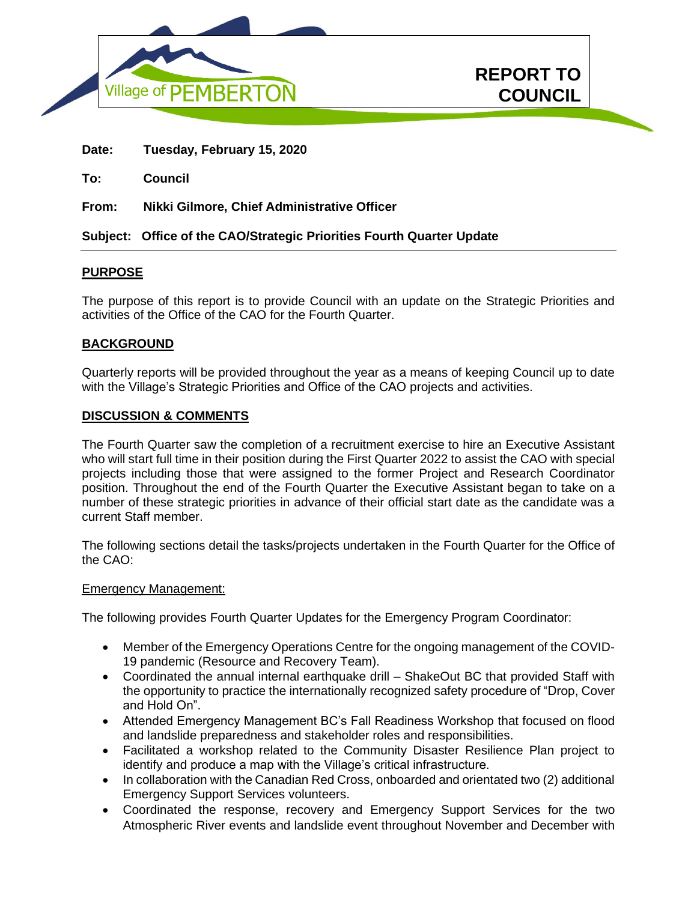Village of PEMBERTON

# REPORT TO COUNCIL

**Date:** **Tuesday, February 15, 2020**

**To:** **Council**

**From:** **Nikki Gilmore, Chief Administrative Officer**

**Subject:** **Office of the CAO/Strategic Priorities Fourth Quarter Update**

---

## PURPOSE

The purpose of this report is to provide Council with an update on the Strategic Priorities and activities of the Office of the CAO for the Fourth Quarter.

## BACKGROUND

Quarterly reports will be provided throughout the year as a means of keeping Council up to date with the Village's Strategic Priorities and Office of the CAO projects and activities.

## DISCUSSION & COMMENTS

The Fourth Quarter saw the completion of a recruitment exercise to hire an Executive Assistant who will start full time in their position during the First Quarter 2022 to assist the CAO with special projects including those that were assigned to the former Project and Research Coordinator position. Throughout the end of the Fourth Quarter the Executive Assistant began to take on a number of these strategic priorities in advance of their official start date as the candidate was a current Staff member.

The following sections detail the tasks/projects undertaken in the Fourth Quarter for the Office of the CAO:

Emergency Management:

The following provides Fourth Quarter Updates for the Emergency Program Coordinator:

- Member of the Emergency Operations Centre for the ongoing management of the COVID-19 pandemic (Resource and Recovery Team).
- Coordinated the annual internal earthquake drill – ShakeOut BC that provided Staff with the opportunity to practice the internationally recognized safety procedure of "Drop, Cover and Hold On".
- Attended Emergency Management BC's Fall Readiness Workshop that focused on flood and landslide preparedness and stakeholder roles and responsibilities.
- Facilitated a workshop related to the Community Disaster Resilience Plan project to identify and produce a map with the Village's critical infrastructure.
- In collaboration with the Canadian Red Cross, onboarded and orientated two (2) additional Emergency Support Services volunteers.
- Coordinated the response, recovery and Emergency Support Services for the two Atmospheric River events and landslide event throughout November and December with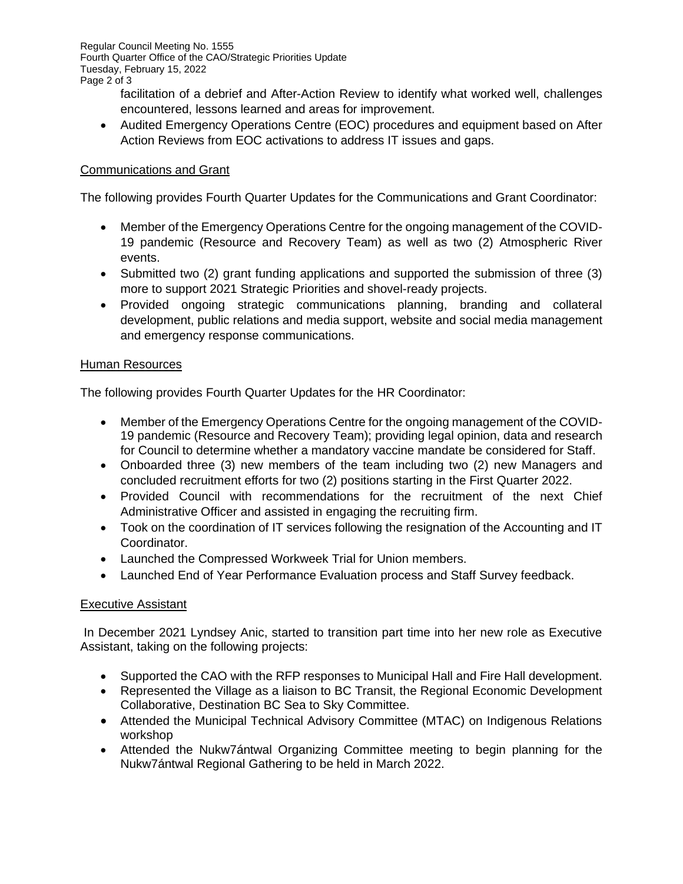facilitation of a debrief and After-Action Review to identify what worked well, challenges encountered, lessons learned and areas for improvement.

- Audited Emergency Operations Centre (EOC) procedures and equipment based on After Action Reviews from EOC activations to address IT issues and gaps.

## Communications and Grant

The following provides Fourth Quarter Updates for the Communications and Grant Coordinator:

- Member of the Emergency Operations Centre for the ongoing management of the COVID-19 pandemic (Resource and Recovery Team) as well as two (2) Atmospheric River events.
- Submitted two (2) grant funding applications and supported the submission of three (3) more to support 2021 Strategic Priorities and shovel-ready projects.
- Provided ongoing strategic communications planning, branding and collateral development, public relations and media support, website and social media management and emergency response communications.

## Human Resources

The following provides Fourth Quarter Updates for the HR Coordinator:

- Member of the Emergency Operations Centre for the ongoing management of the COVID-19 pandemic (Resource and Recovery Team); providing legal opinion, data and research for Council to determine whether a mandatory vaccine mandate be considered for Staff.
- Onboarded three (3) new members of the team including two (2) new Managers and concluded recruitment efforts for two (2) positions starting in the First Quarter 2022.
- Provided Council with recommendations for the recruitment of the next Chief Administrative Officer and assisted in engaging the recruiting firm.
- Took on the coordination of IT services following the resignation of the Accounting and IT Coordinator.
- Launched the Compressed Workweek Trial for Union members.
- Launched End of Year Performance Evaluation process and Staff Survey feedback.

## Executive Assistant

In December 2021 Lyndsey Anic, started to transition part time into her new role as Executive Assistant, taking on the following projects:

- Supported the CAO with the RFP responses to Municipal Hall and Fire Hall development.
- Represented the Village as a liaison to BC Transit, the Regional Economic Development Collaborative, Destination BC Sea to Sky Committee.
- Attended the Municipal Technical Advisory Committee (MTAC) on Indigenous Relations workshop
- Attended the Nukw7ántwal Organizing Committee meeting to begin planning for the Nukw7ántwal Regional Gathering to be held in March 2022.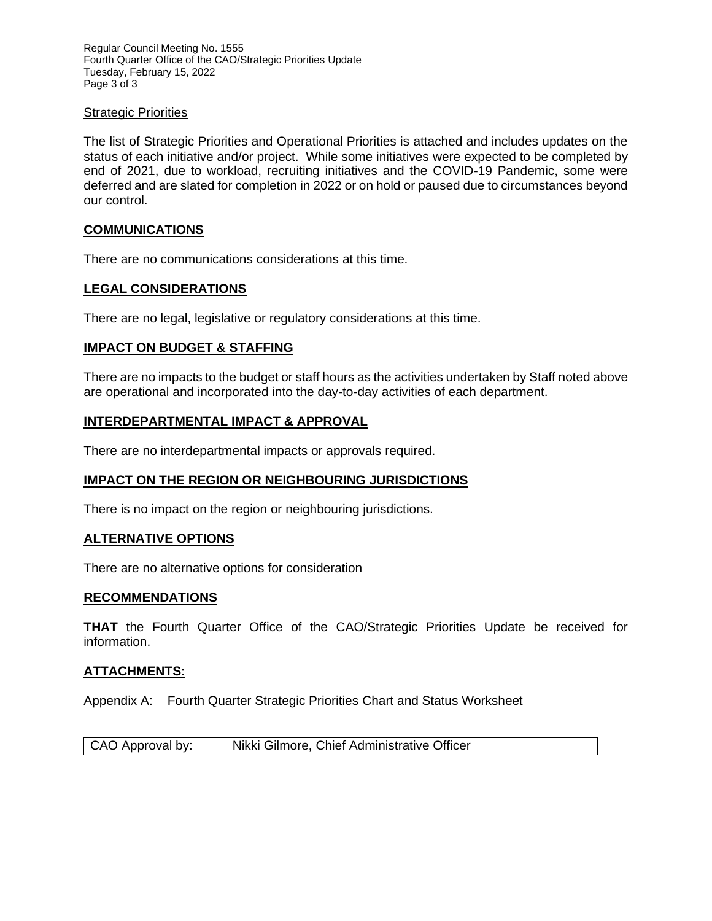Strategic Priorities

The list of Strategic Priorities and Operational Priorities is attached and includes updates on the status of each initiative and/or project. While some initiatives were expected to be completed by end of 2021, due to workload, recruiting initiatives and the COVID-19 Pandemic, some were deferred and are slated for completion in 2022 or on hold or paused due to circumstances beyond our control.

## COMMUNICATIONS

There are no communications considerations at this time.

## LEGAL CONSIDERATIONS

There are no legal, legislative or regulatory considerations at this time.

## IMPACT ON BUDGET & STAFFING

There are no impacts to the budget or staff hours as the activities undertaken by Staff noted above are operational and incorporated into the day-to-day activities of each department.

## INTERDEPARTMENTAL IMPACT & APPROVAL

There are no interdepartmental impacts or approvals required.

## IMPACT ON THE REGION OR NEIGHBOURING JURISDICTIONS

There is no impact on the region or neighbouring jurisdictions.

## ALTERNATIVE OPTIONS

There are no alternative options for consideration

## RECOMMENDATIONS

**THAT** the Fourth Quarter Office of the CAO/Strategic Priorities Update be received for information.

## ATTACHMENTS:

Appendix A: Fourth Quarter Strategic Priorities Chart and Status Worksheet

| | |
|---|---|
| CAO Approval by: | Nikki Gilmore, Chief Administrative Officer |